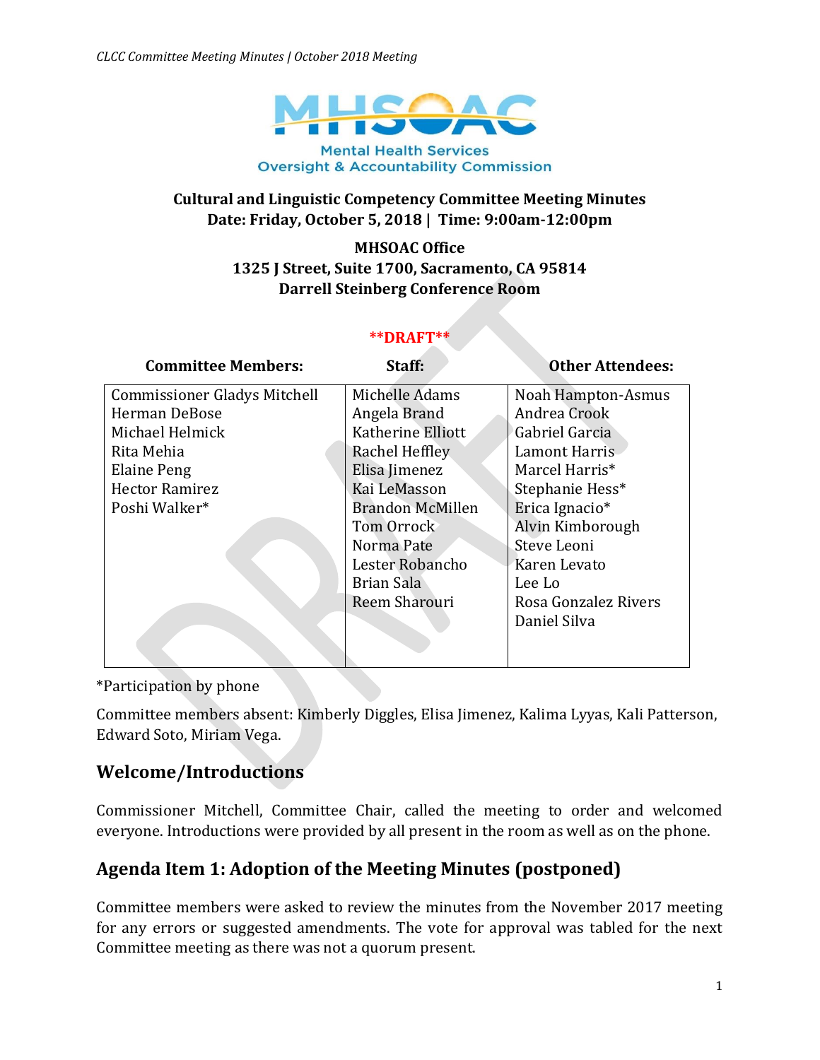Mental Health Services Oversight & Accountability Commission

**Cultural and Linguistic Competency Committee Meeting Minutes**
**Date: Friday, October 5, 2018 | Time: 9:00am-12:00pm**

**MHSOAC Office**
**1325 J Street, Suite 1700, Sacramento, CA 95814**
**Darrell Steinberg Conference Room**

****DRAFT****

| Committee Members: | Staff: | Other Attendees: |
|---|---|---|
| Commissioner Gladys Mitchell | Michelle Adams | Noah Hampton-Asmus |
| Herman DeBose | Angela Brand | Andrea Crook |
| Michael Helmick | Katherine Elliott | Gabriel Garcia |
| Rita Mehia | Rachel Heffley | Lamont Harris |
| Elaine Peng | Elisa Jimenez | Marcel Harris* |
| Hector Ramirez | Kai LeMasson | Stephanie Hess* |
| Poshi Walker* | Brandon McMillen | Erica Ignacio* |
| | Tom Orrock | Alvin Kimborough |
| | Norma Pate | Steve Leoni |
| | Lester Robancho | Karen Levato |
| | Brian Sala | Lee Lo |
| | Reem Sharouri | Rosa Gonzalez Rivers |
| | | Daniel Silva |

*Participation by phone

Committee members absent: Kimberly Diggles, Elisa Jimenez, Kalima Lyyas, Kali Patterson, Edward Soto, Miriam Vega.

## Welcome/Introductions

Commissioner Mitchell, Committee Chair, called the meeting to order and welcomed everyone. Introductions were provided by all present in the room as well as on the phone.

## Agenda Item 1: Adoption of the Meeting Minutes (postponed)

Committee members were asked to review the minutes from the November 2017 meeting for any errors or suggested amendments. The vote for approval was tabled for the next Committee meeting as there was not a quorum present.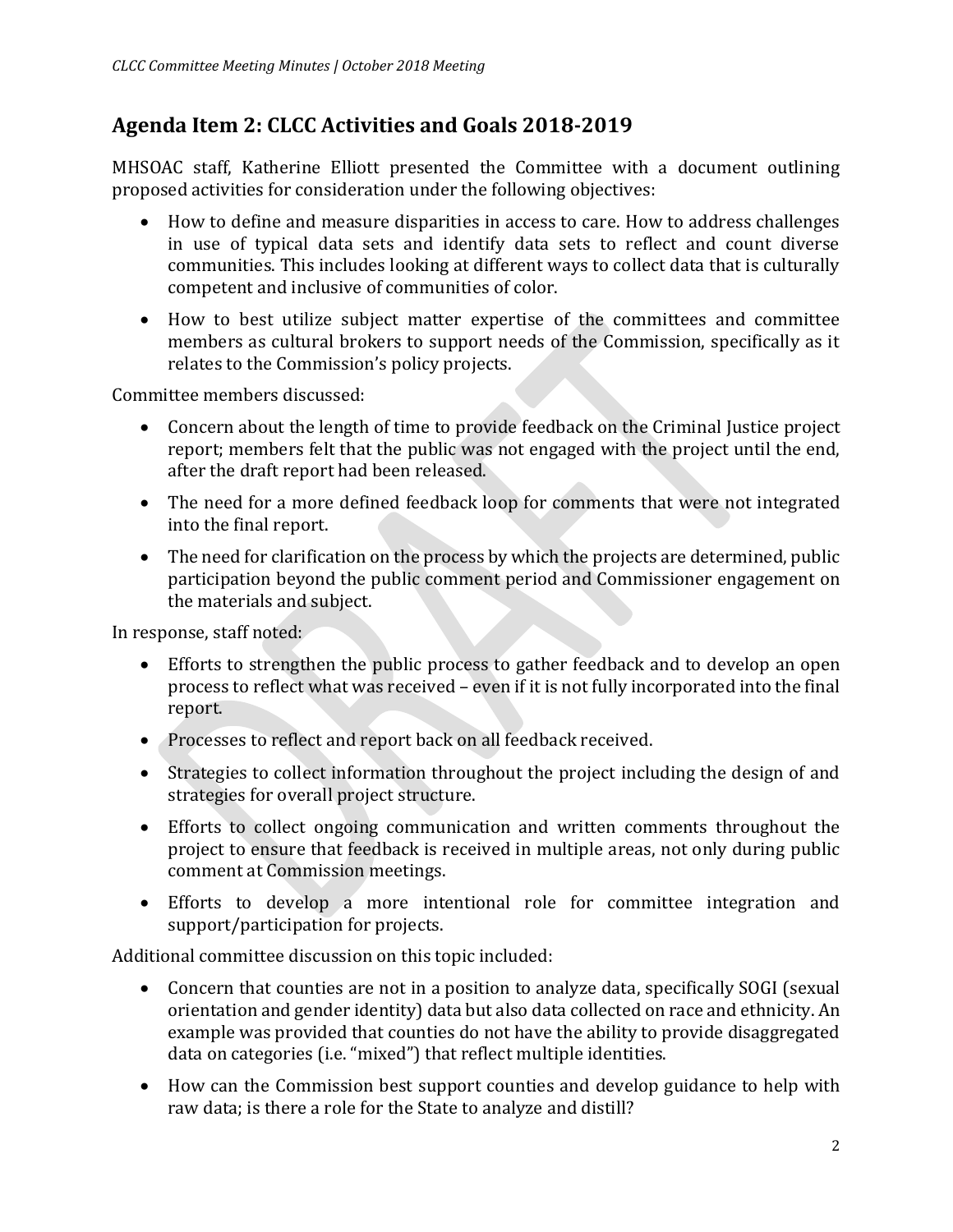## Agenda Item 2: CLCC Activities and Goals 2018-2019

MHSOAC staff, Katherine Elliott presented the Committee with a document outlining proposed activities for consideration under the following objectives:

- How to define and measure disparities in access to care. How to address challenges in use of typical data sets and identify data sets to reflect and count diverse communities. This includes looking at different ways to collect data that is culturally competent and inclusive of communities of color.
- How to best utilize subject matter expertise of the committees and committee members as cultural brokers to support needs of the Commission, specifically as it relates to the Commission's policy projects.

Committee members discussed:

- Concern about the length of time to provide feedback on the Criminal Justice project report; members felt that the public was not engaged with the project until the end, after the draft report had been released.
- The need for a more defined feedback loop for comments that were not integrated into the final report.
- The need for clarification on the process by which the projects are determined, public participation beyond the public comment period and Commissioner engagement on the materials and subject.

In response, staff noted:

- Efforts to strengthen the public process to gather feedback and to develop an open process to reflect what was received – even if it is not fully incorporated into the final report.
- Processes to reflect and report back on all feedback received.
- Strategies to collect information throughout the project including the design of and strategies for overall project structure.
- Efforts to collect ongoing communication and written comments throughout the project to ensure that feedback is received in multiple areas, not only during public comment at Commission meetings.
- Efforts to develop a more intentional role for committee integration and support/participation for projects.

Additional committee discussion on this topic included:

- Concern that counties are not in a position to analyze data, specifically SOGI (sexual orientation and gender identity) data but also data collected on race and ethnicity. An example was provided that counties do not have the ability to provide disaggregated data on categories (i.e. "mixed") that reflect multiple identities.
- How can the Commission best support counties and develop guidance to help with raw data; is there a role for the State to analyze and distill?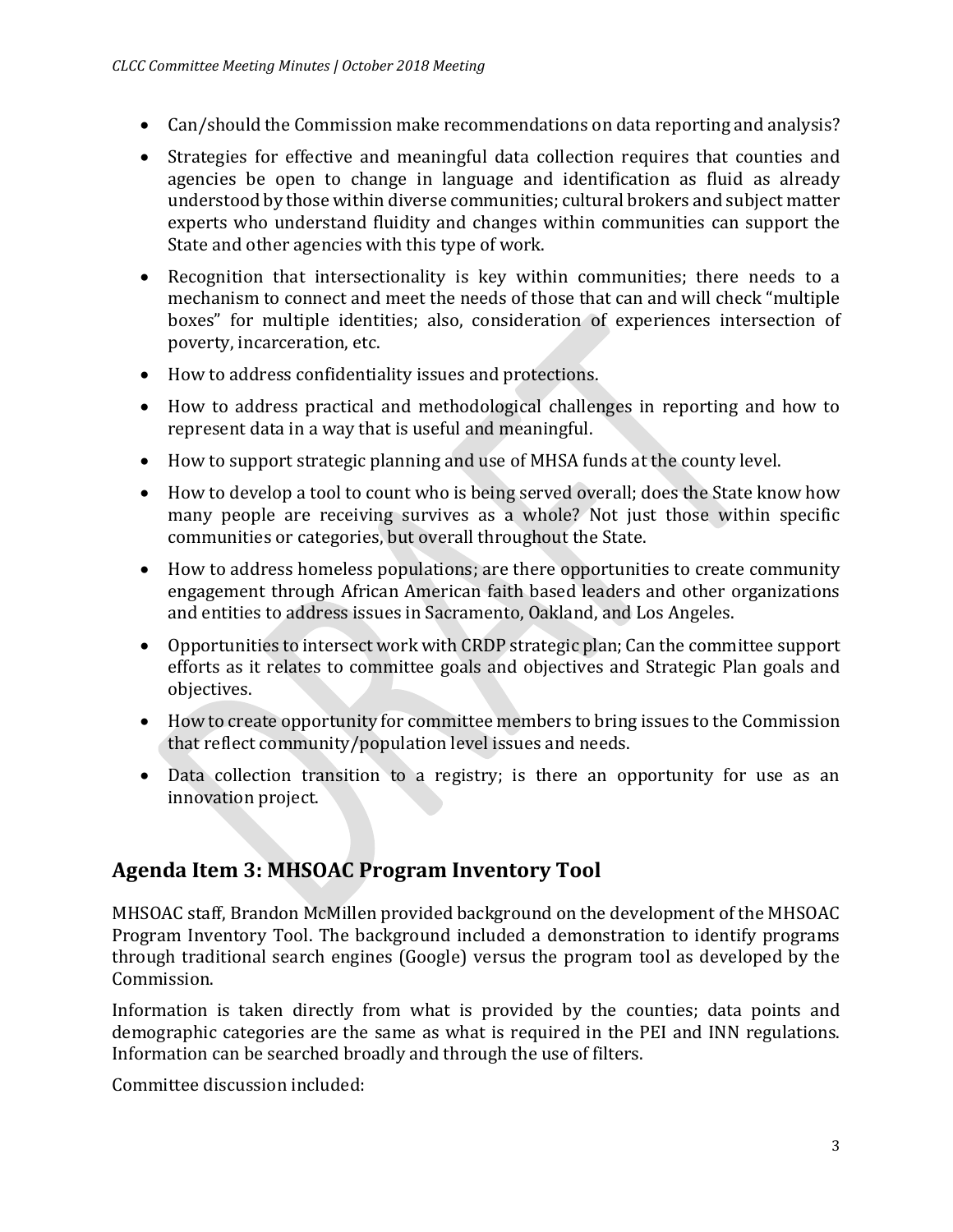- Can/should the Commission make recommendations on data reporting and analysis?
- Strategies for effective and meaningful data collection requires that counties and agencies be open to change in language and identification as fluid as already understood by those within diverse communities; cultural brokers and subject matter experts who understand fluidity and changes within communities can support the State and other agencies with this type of work.
- Recognition that intersectionality is key within communities; there needs to a mechanism to connect and meet the needs of those that can and will check "multiple boxes" for multiple identities; also, consideration of experiences intersection of poverty, incarceration, etc.
- How to address confidentiality issues and protections.
- How to address practical and methodological challenges in reporting and how to represent data in a way that is useful and meaningful.
- How to support strategic planning and use of MHSA funds at the county level.
- How to develop a tool to count who is being served overall; does the State know how many people are receiving survives as a whole? Not just those within specific communities or categories, but overall throughout the State.
- How to address homeless populations; are there opportunities to create community engagement through African American faith based leaders and other organizations and entities to address issues in Sacramento, Oakland, and Los Angeles.
- Opportunities to intersect work with CRDP strategic plan; Can the committee support efforts as it relates to committee goals and objectives and Strategic Plan goals and objectives.
- How to create opportunity for committee members to bring issues to the Commission that reflect community/population level issues and needs.
- Data collection transition to a registry; is there an opportunity for use as an innovation project.

## Agenda Item 3: MHSOAC Program Inventory Tool

MHSOAC staff, Brandon McMillen provided background on the development of the MHSOAC Program Inventory Tool. The background included a demonstration to identify programs through traditional search engines (Google) versus the program tool as developed by the Commission.

Information is taken directly from what is provided by the counties; data points and demographic categories are the same as what is required in the PEI and INN regulations. Information can be searched broadly and through the use of filters.

Committee discussion included: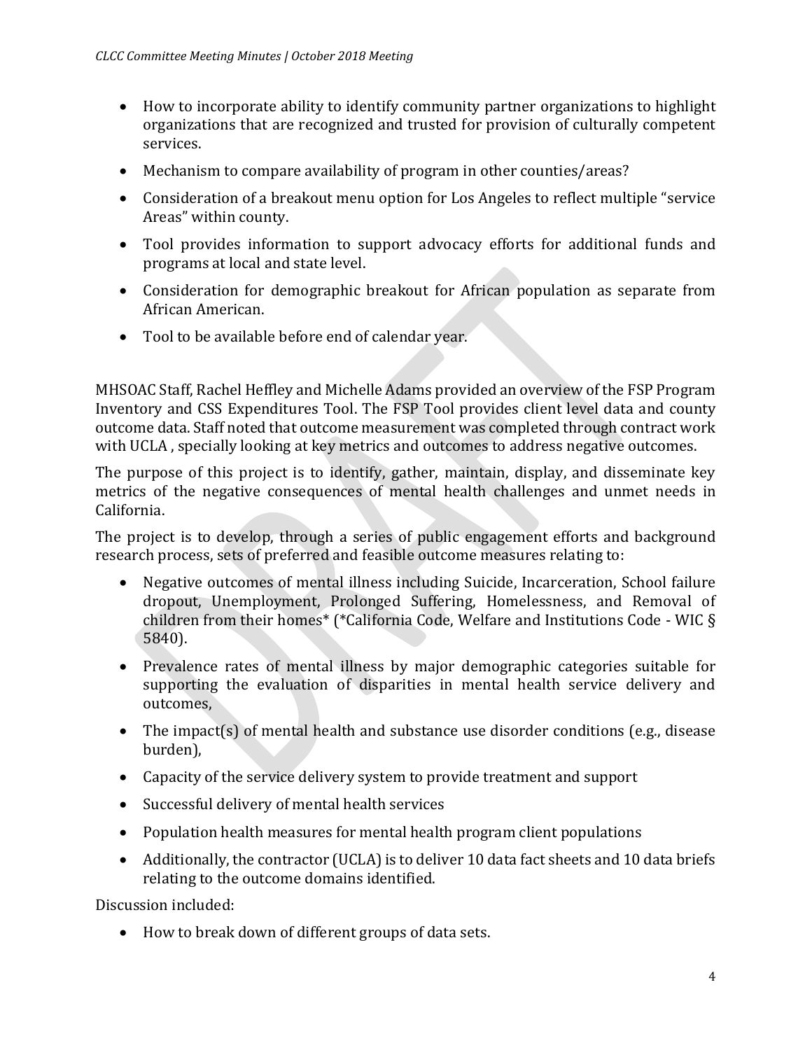- How to incorporate ability to identify community partner organizations to highlight organizations that are recognized and trusted for provision of culturally competent services.
- Mechanism to compare availability of program in other counties/areas?
- Consideration of a breakout menu option for Los Angeles to reflect multiple "service Areas" within county.
- Tool provides information to support advocacy efforts for additional funds and programs at local and state level.
- Consideration for demographic breakout for African population as separate from African American.
- Tool to be available before end of calendar year.

MHSOAC Staff, Rachel Heffley and Michelle Adams provided an overview of the FSP Program Inventory and CSS Expenditures Tool. The FSP Tool provides client level data and county outcome data. Staff noted that outcome measurement was completed through contract work with UCLA , specially looking at key metrics and outcomes to address negative outcomes.

The purpose of this project is to identify, gather, maintain, display, and disseminate key metrics of the negative consequences of mental health challenges and unmet needs in California.

The project is to develop, through a series of public engagement efforts and background research process, sets of preferred and feasible outcome measures relating to:

- Negative outcomes of mental illness including Suicide, Incarceration, School failure dropout, Unemployment, Prolonged Suffering, Homelessness, and Removal of children from their homes* (*California Code, Welfare and Institutions Code - WIC § 5840).
- Prevalence rates of mental illness by major demographic categories suitable for supporting the evaluation of disparities in mental health service delivery and outcomes,
- The impact(s) of mental health and substance use disorder conditions (e.g., disease burden),
- Capacity of the service delivery system to provide treatment and support
- Successful delivery of mental health services
- Population health measures for mental health program client populations
- Additionally, the contractor (UCLA) is to deliver 10 data fact sheets and 10 data briefs relating to the outcome domains identified.

Discussion included:

- How to break down of different groups of data sets.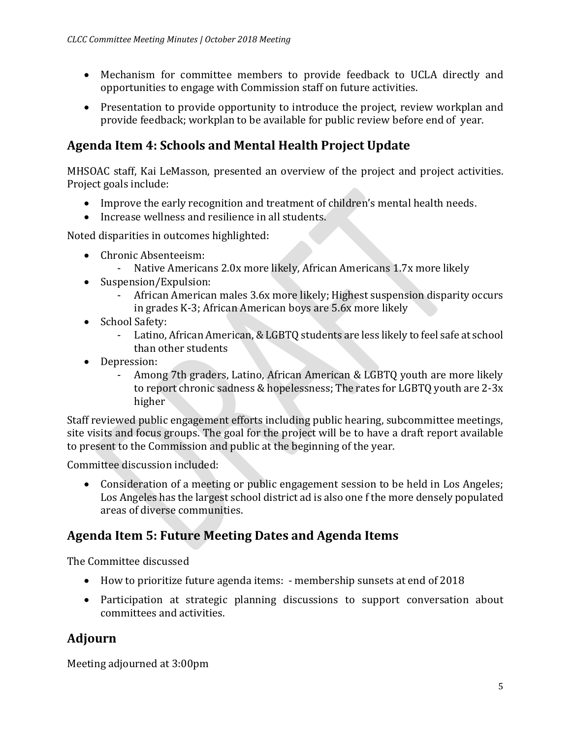- Mechanism for committee members to provide feedback to UCLA directly and opportunities to engage with Commission staff on future activities.
- Presentation to provide opportunity to introduce the project, review workplan and provide feedback; workplan to be available for public review before end of year.

## Agenda Item 4: Schools and Mental Health Project Update

MHSOAC staff, Kai LeMasson, presented an overview of the project and project activities. Project goals include:

- Improve the early recognition and treatment of children's mental health needs.
- Increase wellness and resilience in all students.

Noted disparities in outcomes highlighted:

- Chronic Absenteeism:
  - Native Americans 2.0x more likely, African Americans 1.7x more likely
- Suspension/Expulsion:
  - African American males 3.6x more likely; Highest suspension disparity occurs in grades K-3; African American boys are 5.6x more likely
- School Safety:
  - Latino, African American, & LGBTQ students are less likely to feel safe at school than other students
- Depression:
  - Among 7th graders, Latino, African American & LGBTQ youth are more likely to report chronic sadness & hopelessness; The rates for LGBTQ youth are 2-3x higher

Staff reviewed public engagement efforts including public hearing, subcommittee meetings, site visits and focus groups. The goal for the project will be to have a draft report available to present to the Commission and public at the beginning of the year.

Committee discussion included:

- Consideration of a meeting or public engagement session to be held in Los Angeles; Los Angeles has the largest school district ad is also one f the more densely populated areas of diverse communities.

## Agenda Item 5: Future Meeting Dates and Agenda Items

The Committee discussed

- How to prioritize future agenda items: - membership sunsets at end of 2018
- Participation at strategic planning discussions to support conversation about committees and activities.

## Adjourn

Meeting adjourned at 3:00pm